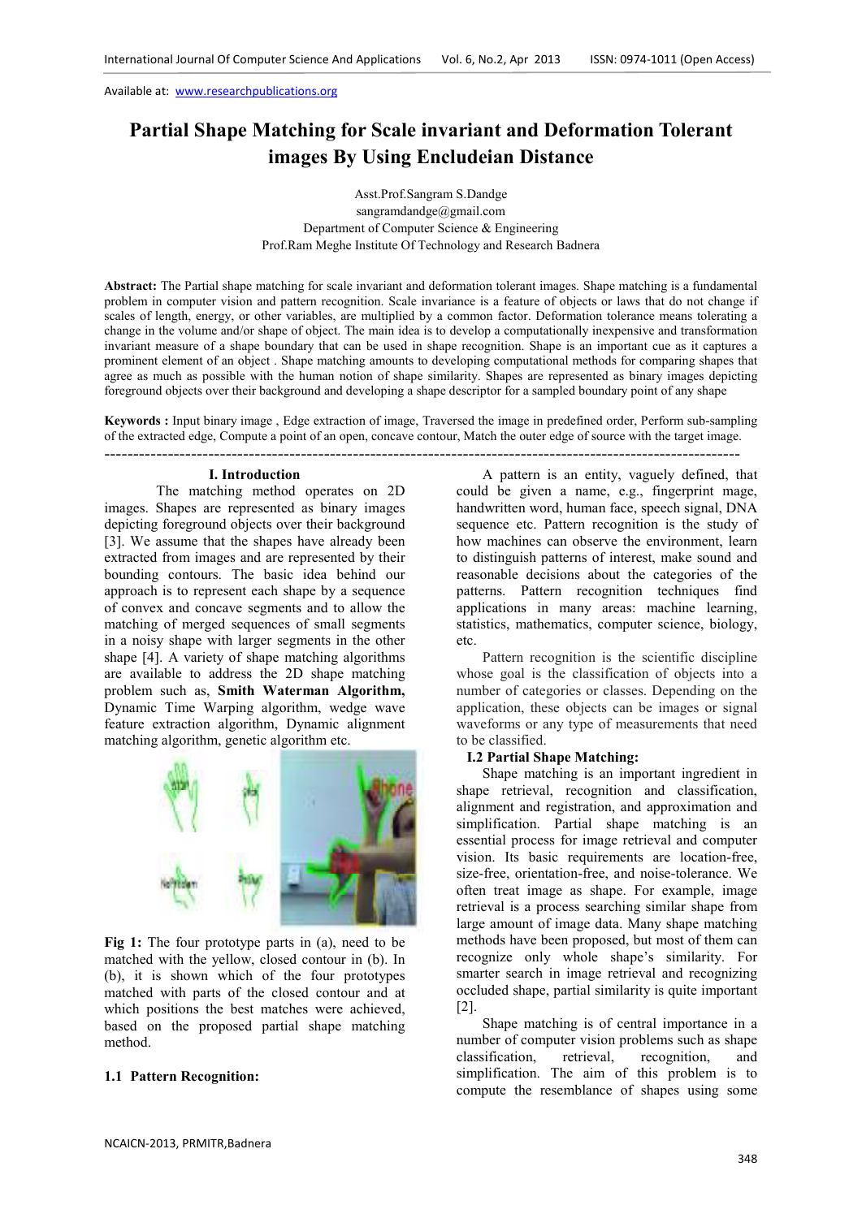Available at: www.researchpublications.org

# Partial Shape Matching for Scale invariant and Deformation Tolerant images By Using Encludeian Distance

Asst.Prof.Sangram S.Dandge
sangramdandge@gmail.com
Department of Computer Science & Engineering
Prof.Ram Meghe Institute Of Technology and Research Badnera

**Abstract:** The Partial shape matching for scale invariant and deformation tolerant images. Shape matching is a fundamental problem in computer vision and pattern recognition. Scale invariance is a feature of objects or laws that do not change if scales of length, energy, or other variables, are multiplied by a common factor. Deformation tolerance means tolerating a change in the volume and/or shape of object. The main idea is to develop a computationally inexpensive and transformation invariant measure of a shape boundary that can be used in shape recognition. Shape is an important cue as it captures a prominent element of an object . Shape matching amounts to developing computational methods for comparing shapes that agree as much as possible with the human notion of shape similarity. Shapes are represented as binary images depicting foreground objects over their background and developing a shape descriptor for a sampled boundary point of any shape

**Keywords :** Input binary image , Edge extraction of image, Traversed the image in predefined order, Perform sub-sampling of the extracted edge, Compute a point of an open, concave contour, Match the outer edge of source with the target image.

---

## I. Introduction

The matching method operates on 2D images. Shapes are represented as binary images depicting foreground objects over their background [3]. We assume that the shapes have already been extracted from images and are represented by their bounding contours. The basic idea behind our approach is to represent each shape by a sequence of convex and concave segments and to allow the matching of merged sequences of small segments in a noisy shape with larger segments in the other shape [4]. A variety of shape matching algorithms are available to address the 2D shape matching problem such as, **Smith Waterman Algorithm,** Dynamic Time Warping algorithm, wedge wave feature extraction algorithm, Dynamic alignment matching algorithm, genetic algorithm etc.

**Fig 1:** The four prototype parts in (a), need to be matched with the yellow, closed contour in (b). In (b), it is shown which of the four prototypes matched with parts of the closed contour and at which positions the best matches were achieved, based on the proposed partial shape matching method.

### 1.1 Pattern Recognition:

A pattern is an entity, vaguely defined, that could be given a name, e.g., fingerprint mage, handwritten word, human face, speech signal, DNA sequence etc. Pattern recognition is the study of how machines can observe the environment, learn to distinguish patterns of interest, make sound and reasonable decisions about the categories of the patterns. Pattern recognition techniques find applications in many areas: machine learning, statistics, mathematics, computer science, biology, etc.

Pattern recognition is the scientific discipline whose goal is the classification of objects into a number of categories or classes. Depending on the application, these objects can be images or signal waveforms or any type of measurements that need to be classified.

### I.2 Partial Shape Matching:

Shape matching is an important ingredient in shape retrieval, recognition and classification, alignment and registration, and approximation and simplification. Partial shape matching is an essential process for image retrieval and computer vision. Its basic requirements are location-free, size-free, orientation-free, and noise-tolerance. We often treat image as shape. For example, image retrieval is a process searching similar shape from large amount of image data. Many shape matching methods have been proposed, but most of them can recognize only whole shape's similarity. For smarter search in image retrieval and recognizing occluded shape, partial similarity is quite important [2].

Shape matching is of central importance in a number of computer vision problems such as shape classification, retrieval, recognition, and simplification. The aim of this problem is to compute the resemblance of shapes using some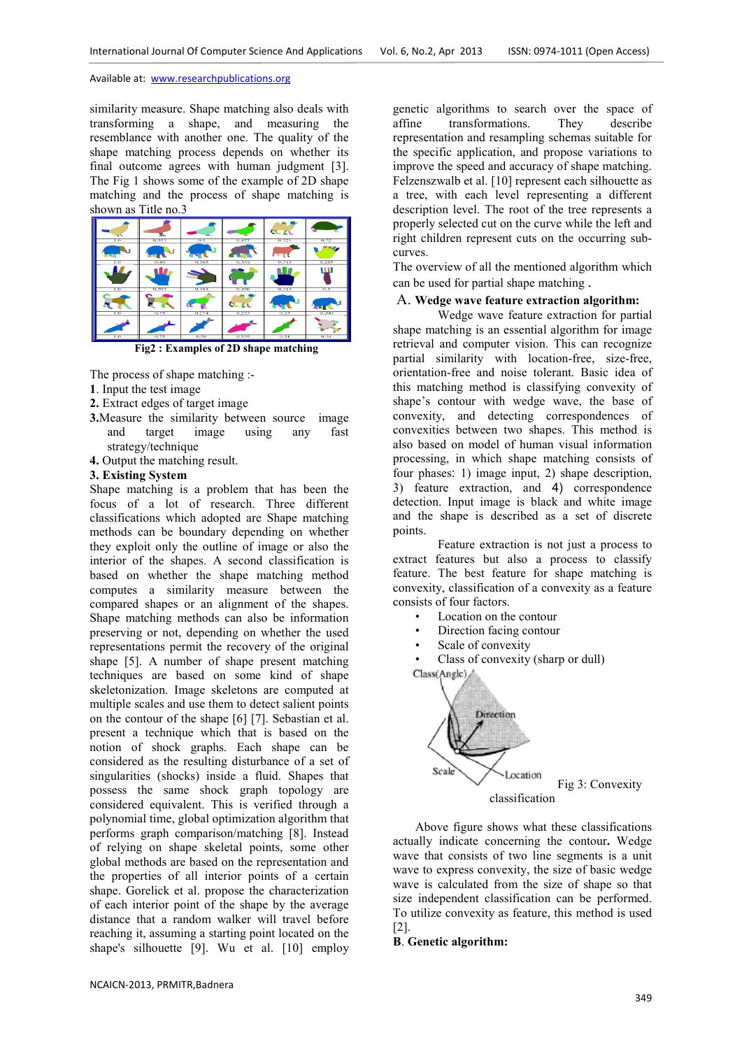similarity measure. Shape matching also deals with transforming a shape, and measuring the resemblance with another one. The quality of the shape matching process depends on whether its final outcome agrees with human judgment [3]. The Fig 1 shows some of the example of 2D shape matching and the process of shape matching is shown as Title no.3

Fig2 : Examples of 2D shape matching

The process of shape matching :-

**1**. Input the test image

**2.** Extract edges of target image

**3.**Measure the similarity between source image and target image using any fast strategy/technique

**4.** Output the matching result.

## 3. Existing System

Shape matching is a problem that has been the focus of a lot of research. Three different classifications which adopted are Shape matching methods can be boundary depending on whether they exploit only the outline of image or also the interior of the shapes. A second classification is based on whether the shape matching method computes a similarity measure between the compared shapes or an alignment of the shapes. Shape matching methods can also be information preserving or not, depending on whether the used representations permit the recovery of the original shape [5]. A number of shape present matching techniques are based on some kind of shape skeletonization. Image skeletons are computed at multiple scales and use them to detect salient points on the contour of the shape [6] [7]. Sebastian et al. present a technique which that is based on the notion of shock graphs. Each shape can be considered as the resulting disturbance of a set of singularities (shocks) inside a fluid. Shapes that possess the same shock graph topology are considered equivalent. This is verified through a polynomial time, global optimization algorithm that performs graph comparison/matching [8]. Instead of relying on shape skeletal points, some other global methods are based on the representation and the properties of all interior points of a certain shape. Gorelick et al. propose the characterization of each interior point of the shape by the average distance that a random walker will travel before reaching it, assuming a starting point located on the shape's silhouette [9]. Wu et al. [10] employ genetic algorithms to search over the space of affine transformations. They describe representation and resampling schemas suitable for the specific application, and propose variations to improve the speed and accuracy of shape matching. Felzenszwalb et al. [10] represent each silhouette as a tree, with each level representing a different description level. The root of the tree represents a properly selected cut on the curve while the left and right children represent cuts on the occurring sub-curves.

The overview of all the mentioned algorithm which can be used for partial shape matching **.**

### A. Wedge wave feature extraction algorithm:

Wedge wave feature extraction for partial shape matching is an essential algorithm for image retrieval and computer vision. This can recognize partial similarity with location-free, size-free, orientation-free and noise tolerant. Basic idea of this matching method is classifying convexity of shape's contour with wedge wave, the base of convexity, and detecting correspondences of convexities between two shapes. This method is also based on model of human visual information processing, in which shape matching consists of four phases: 1) image input, 2) shape description, 3) feature extraction, and 4) correspondence detection. Input image is black and white image and the shape is described as a set of discrete points.

Feature extraction is not just a process to extract features but also a process to classify feature. The best feature for shape matching is convexity, classification of a convexity as a feature consists of four factors.

- Location on the contour
- Direction facing contour
- Scale of convexity
- Class of convexity (sharp or dull)

Fig 3: Convexity classification

Above figure shows what these classifications actually indicate concerning the contour**.** Wedge wave that consists of two line segments is a unit wave to express convexity, the size of basic wedge wave is calculated from the size of shape so that size independent classification can be performed. To utilize convexity as feature, this method is used [2].

### B. Genetic algorithm: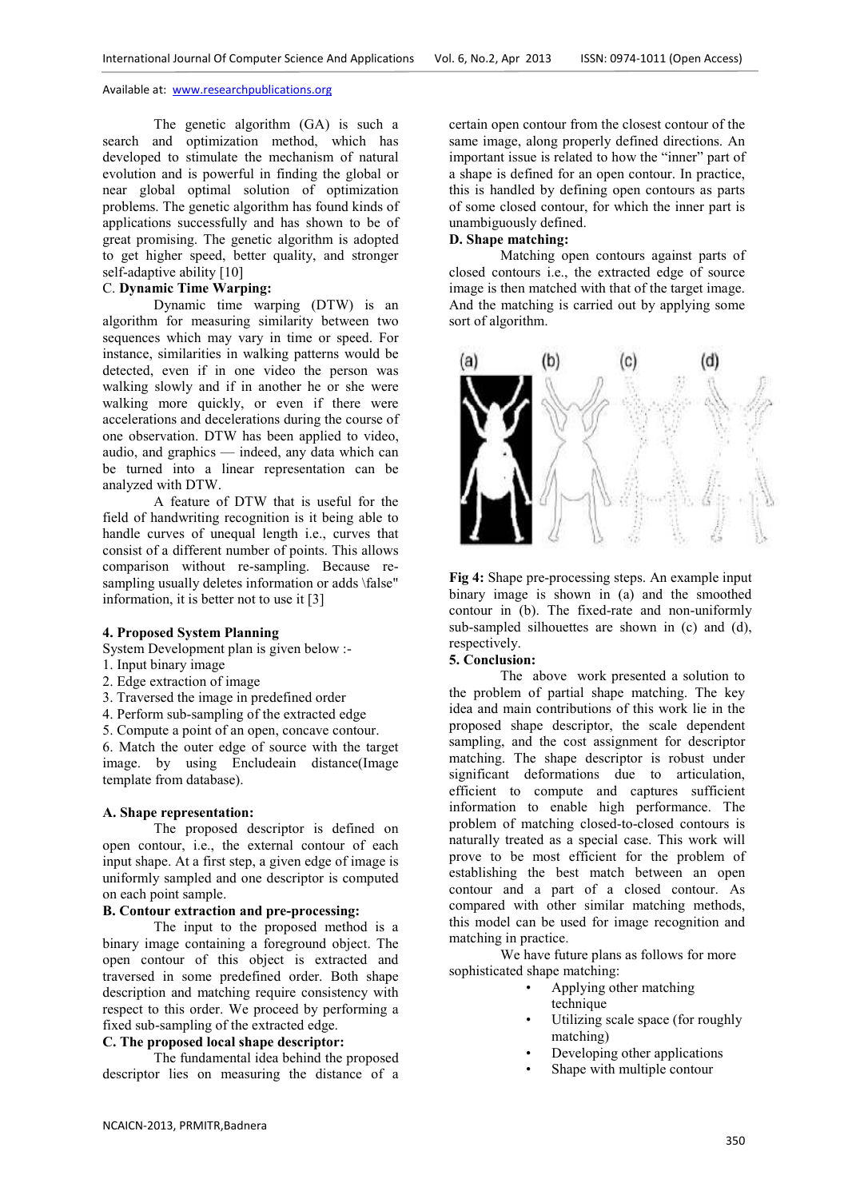The genetic algorithm (GA) is such a search and optimization method, which has developed to stimulate the mechanism of natural evolution and is powerful in finding the global or near global optimal solution of optimization problems. The genetic algorithm has found kinds of applications successfully and has shown to be of great promising. The genetic algorithm is adopted to get higher speed, better quality, and stronger self-adaptive ability [10]

C. **Dynamic Time Warping:**

Dynamic time warping (DTW) is an algorithm for measuring similarity between two sequences which may vary in time or speed. For instance, similarities in walking patterns would be detected, even if in one video the person was walking slowly and if in another he or she were walking more quickly, or even if there were accelerations and decelerations during the course of one observation. DTW has been applied to video, audio, and graphics — indeed, any data which can be turned into a linear representation can be analyzed with DTW.

A feature of DTW that is useful for the field of handwriting recognition is it being able to handle curves of unequal length i.e., curves that consist of a different number of points. This allows comparison without re-sampling. Because re-sampling usually deletes information or adds \false" information, it is better not to use it [3]

## 4. Proposed System Planning

System Development plan is given below :-

1. Input binary image
2. Edge extraction of image
3. Traversed the image in predefined order
4. Perform sub-sampling of the extracted edge
5. Compute a point of an open, concave contour.
6. Match the outer edge of source with the target image. by using Encludeain distance(Image template from database).

**A. Shape representation:**

The proposed descriptor is defined on open contour, i.e., the external contour of each input shape. At a first step, a given edge of image is uniformly sampled and one descriptor is computed on each point sample.

**B. Contour extraction and pre-processing:**

The input to the proposed method is a binary image containing a foreground object. The open contour of this object is extracted and traversed in some predefined order. Both shape description and matching require consistency with respect to this order. We proceed by performing a fixed sub-sampling of the extracted edge.

**C. The proposed local shape descriptor:**

The fundamental idea behind the proposed descriptor lies on measuring the distance of a certain open contour from the closest contour of the same image, along properly defined directions. An important issue is related to how the "inner" part of a shape is defined for an open contour. In practice, this is handled by defining open contours as parts of some closed contour, for which the inner part is unambiguously defined.

**D. Shape matching:**

Matching open contours against parts of closed contours i.e., the extracted edge of source image is then matched with that of the target image. And the matching is carried out by applying some sort of algorithm.

**Fig 4:** Shape pre-processing steps. An example input binary image is shown in (a) and the smoothed contour in (b). The fixed-rate and non-uniformly sub-sampled silhouettes are shown in (c) and (d), respectively.

## 5. Conclusion:

The above work presented a solution to the problem of partial shape matching. The key idea and main contributions of this work lie in the proposed shape descriptor, the scale dependent sampling, and the cost assignment for descriptor matching. The shape descriptor is robust under significant deformations due to articulation, efficient to compute and captures sufficient information to enable high performance. The problem of matching closed-to-closed contours is naturally treated as a special case. This work will prove to be most efficient for the problem of establishing the best match between an open contour and a part of a closed contour. As compared with other similar matching methods, this model can be used for image recognition and matching in practice.

We have future plans as follows for more sophisticated shape matching:

- Applying other matching technique
- Utilizing scale space (for roughly matching)
- Developing other applications
- Shape with multiple contour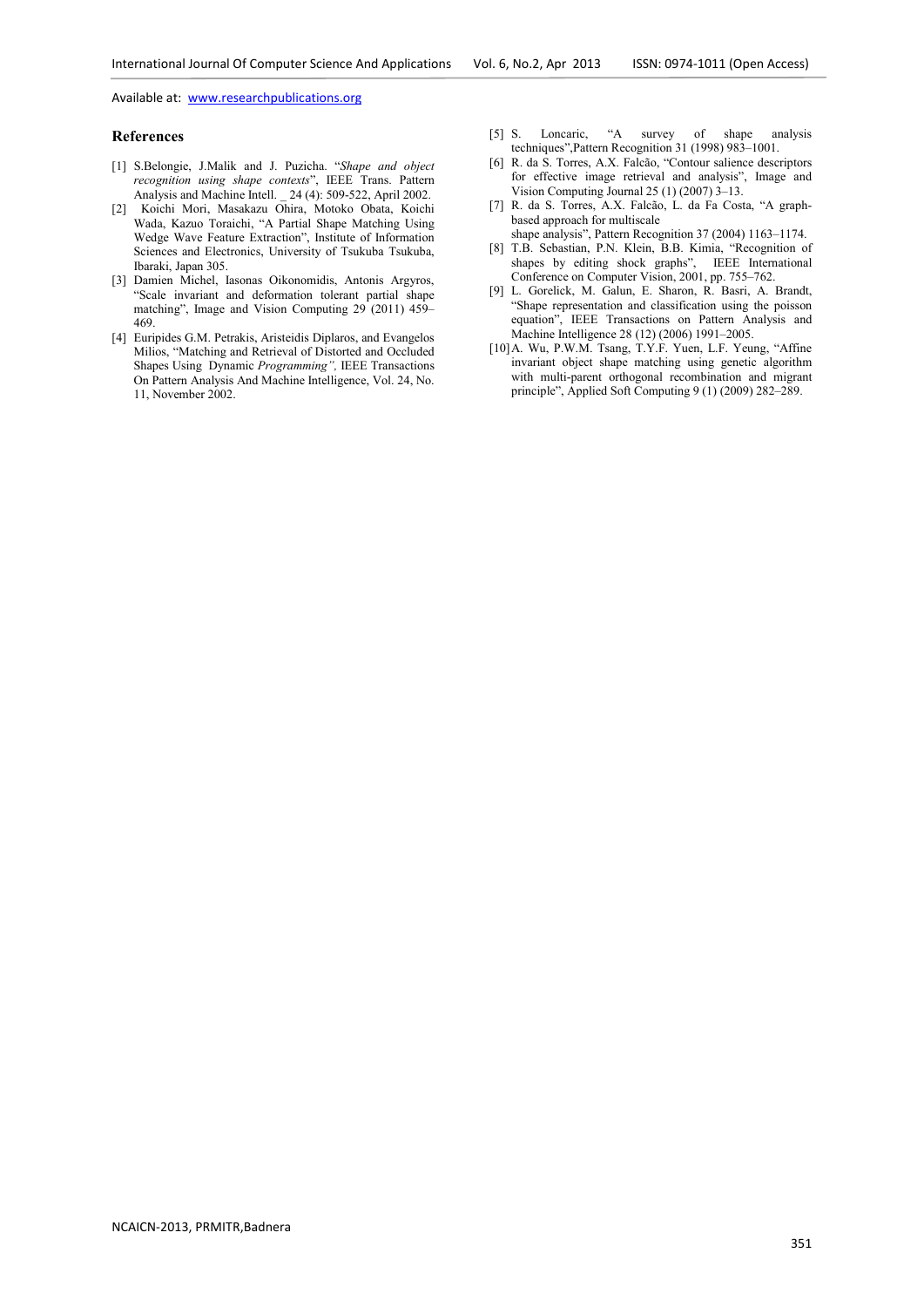Available at: www.researchpublications.org

## References

[1] S.Belongie, J.Malik and J. Puzicha. "*Shape and object recognition using shape contexts*", IEEE Trans. Pattern Analysis and Machine Intell. _ 24 (4): 509-522, April 2002.

[2] Koichi Mori, Masakazu Ohira, Motoko Obata, Koichi Wada, Kazuo Toraichi, "A Partial Shape Matching Using Wedge Wave Feature Extraction", Institute of Information Sciences and Electronics, University of Tsukuba Tsukuba, Ibaraki, Japan 305.

[3] Damien Michel, Iasonas Oikonomidis, Antonis Argyros, "Scale invariant and deformation tolerant partial shape matching", Image and Vision Computing 29 (2011) 459–469.

[4] Euripides G.M. Petrakis, Aristeidis Diplaros, and Evangelos Milios, "Matching and Retrieval of Distorted and Occluded Shapes Using Dynamic *Programming",* IEEE Transactions On Pattern Analysis And Machine Intelligence, Vol. 24, No. 11, November 2002.

[5] S. Loncaric, "A survey of shape analysis techniques",Pattern Recognition 31 (1998) 983–1001.

[6] R. da S. Torres, A.X. Falcão, "Contour salience descriptors for effective image retrieval and analysis", Image and Vision Computing Journal 25 (1) (2007) 3–13.

[7] R. da S. Torres, A.X. Falcão, L. da Fa Costa, "A graph-based approach for multiscale shape analysis", Pattern Recognition 37 (2004) 1163–1174.

[8] T.B. Sebastian, P.N. Klein, B.B. Kimia, "Recognition of shapes by editing shock graphs", IEEE International Conference on Computer Vision, 2001, pp. 755–762.

[9] L. Gorelick, M. Galun, E. Sharon, R. Basri, A. Brandt, "Shape representation and classification using the poisson equation", IEEE Transactions on Pattern Analysis and Machine Intelligence 28 (12) (2006) 1991–2005.

[10] A. Wu, P.W.M. Tsang, T.Y.F. Yuen, L.F. Yeung, "Affine invariant object shape matching using genetic algorithm with multi-parent orthogonal recombination and migrant principle", Applied Soft Computing 9 (1) (2009) 282–289.